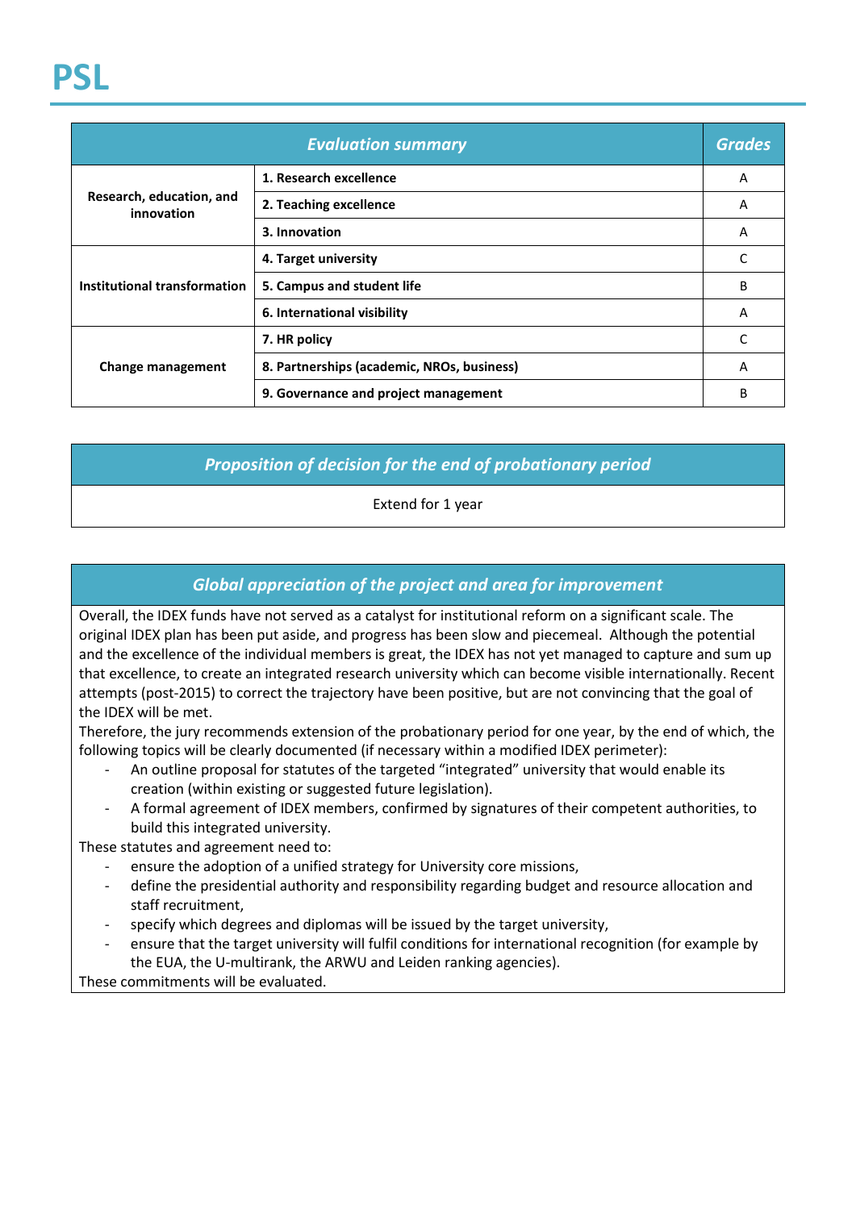# PSL

| Evaluation summary | | Grades |
|---|---|---|
| **Research, education, and innovation** | **1. Research excellence** | A |
| | **2. Teaching excellence** | A |
| | **3. Innovation** | A |
| **Institutional transformation** | **4. Target university** | C |
| | **5. Campus and student life** | B |
| | **6. International visibility** | A |
| **Change management** | **7. HR policy** | C |
| | **8. Partnerships (academic, NROs, business)** | A |
| | **9. Governance and project management** | B |

| Proposition of decision for the end of probationary period |
|---|
| Extend for 1 year |

## Global appreciation of the project and area for improvement

Overall, the IDEX funds have not served as a catalyst for institutional reform on a significant scale. The original IDEX plan has been put aside, and progress has been slow and piecemeal. Although the potential and the excellence of the individual members is great, the IDEX has not yet managed to capture and sum up that excellence, to create an integrated research university which can become visible internationally. Recent attempts (post-2015) to correct the trajectory have been positive, but are not convincing that the goal of the IDEX will be met.

Therefore, the jury recommends extension of the probationary period for one year, by the end of which, the following topics will be clearly documented (if necessary within a modified IDEX perimeter):

- An outline proposal for statutes of the targeted "integrated" university that would enable its creation (within existing or suggested future legislation).
- A formal agreement of IDEX members, confirmed by signatures of their competent authorities, to build this integrated university.

These statutes and agreement need to:

- ensure the adoption of a unified strategy for University core missions,
- define the presidential authority and responsibility regarding budget and resource allocation and staff recruitment,
- specify which degrees and diplomas will be issued by the target university,
- ensure that the target university will fulfil conditions for international recognition (for example by the EUA, the U-multirank, the ARWU and Leiden ranking agencies).

These commitments will be evaluated.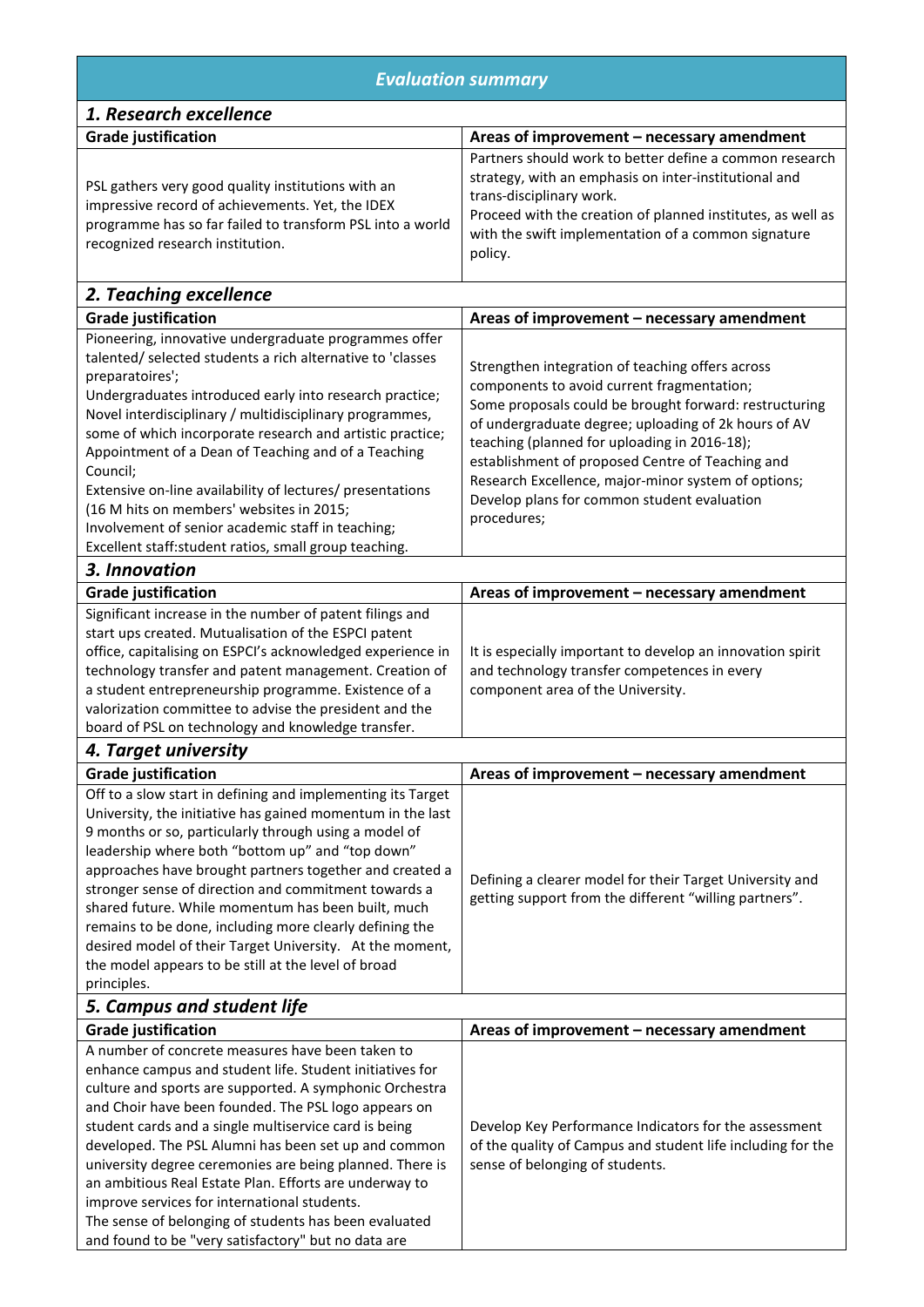## *Evaluation summary*

### *1. Research excellence*

| Grade justification | Areas of improvement – necessary amendment |
|---|---|
| PSL gathers very good quality institutions with an impressive record of achievements. Yet, the IDEX programme has so far failed to transform PSL into a world recognized research institution. | Partners should work to better define a common research strategy, with an emphasis on inter-institutional and trans-disciplinary work.<br>Proceed with the creation of planned institutes, as well as with the swift implementation of a common signature policy. |

### *2. Teaching excellence*

| Grade justification | Areas of improvement – necessary amendment |
|---|---|
| Pioneering, innovative undergraduate programmes offer talented/ selected students a rich alternative to 'classes preparatoires';<br>Undergraduates introduced early into research practice;<br>Novel interdisciplinary / multidisciplinary programmes, some of which incorporate research and artistic practice;<br>Appointment of a Dean of Teaching and of a Teaching Council;<br>Extensive on-line availability of lectures/ presentations (16 M hits on members' websites in 2015;<br>Involvement of senior academic staff in teaching;<br>Excellent staff:student ratios, small group teaching. | Strengthen integration of teaching offers across components to avoid current fragmentation;<br>Some proposals could be brought forward: restructuring of undergraduate degree; uploading of 2k hours of AV teaching (planned for uploading in 2016-18); establishment of proposed Centre of Teaching and Research Excellence, major-minor system of options;<br>Develop plans for common student evaluation procedures; |

### *3. Innovation*

| Grade justification | Areas of improvement – necessary amendment |
|---|---|
| Significant increase in the number of patent filings and start ups created. Mutualisation of the ESPCI patent office, capitalising on ESPCI's acknowledged experience in technology transfer and patent management. Creation of a student entrepreneurship programme. Existence of a valorization committee to advise the president and the board of PSL on technology and knowledge transfer. | It is especially important to develop an innovation spirit and technology transfer competences in every component area of the University. |

### *4. Target university*

| Grade justification | Areas of improvement – necessary amendment |
|---|---|
| Off to a slow start in defining and implementing its Target University, the initiative has gained momentum in the last 9 months or so, particularly through using a model of leadership where both "bottom up" and "top down" approaches have brought partners together and created a stronger sense of direction and commitment towards a shared future. While momentum has been built, much remains to be done, including more clearly defining the desired model of their Target University. At the moment, the model appears to be still at the level of broad principles. | Defining a clearer model for their Target University and getting support from the different "willing partners". |

### *5. Campus and student life*

| Grade justification | Areas of improvement – necessary amendment |
|---|---|
| A number of concrete measures have been taken to enhance campus and student life. Student initiatives for culture and sports are supported. A symphonic Orchestra and Choir have been founded. The PSL logo appears on student cards and a single multiservice card is being developed. The PSL Alumni has been set up and common university degree ceremonies are being planned. There is an ambitious Real Estate Plan. Efforts are underway to improve services for international students.<br>The sense of belonging of students has been evaluated and found to be "very satisfactory" but no data are | Develop Key Performance Indicators for the assessment of the quality of Campus and student life including for the sense of belonging of students. |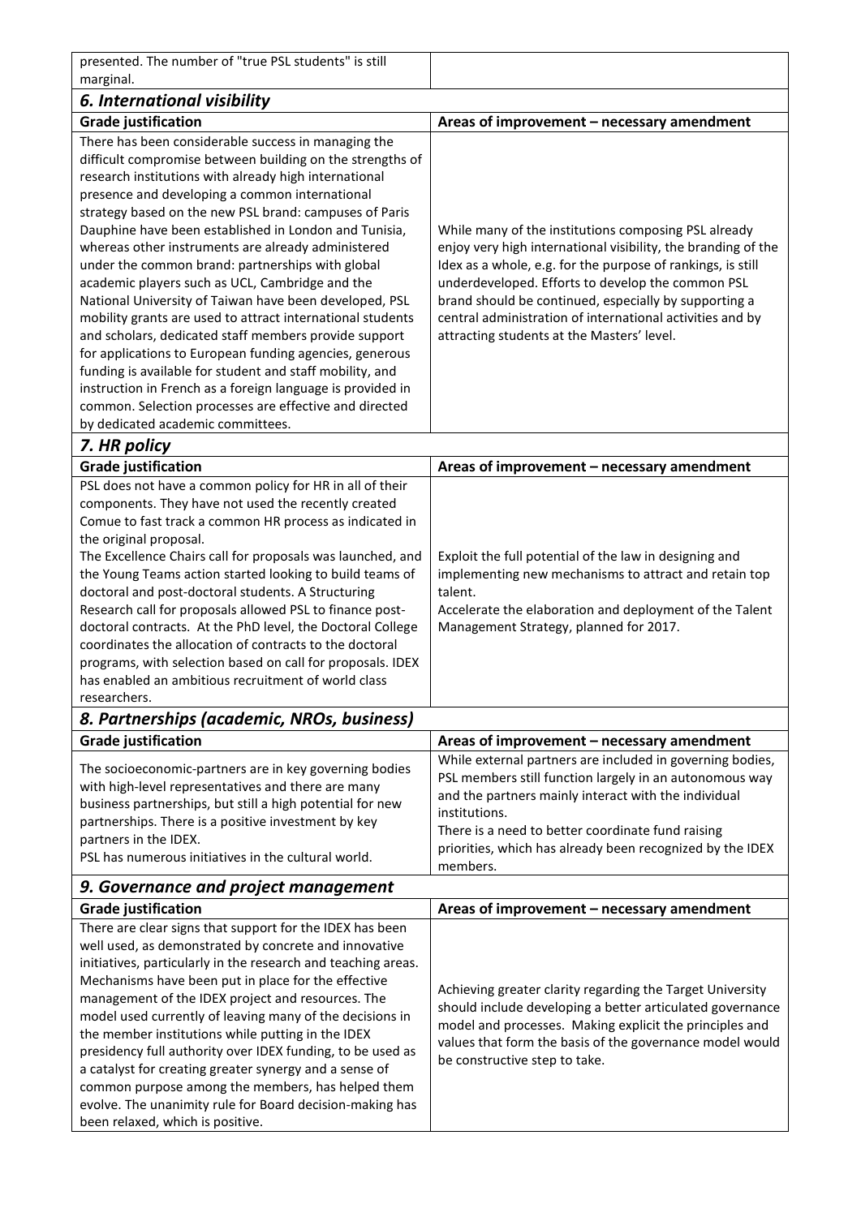| | |
|---|---|
| presented. The number of "true PSL students" is still marginal. | |

### *6. International visibility*

| Grade justification | Areas of improvement – necessary amendment |
|---|---|
| There has been considerable success in managing the difficult compromise between building on the strengths of research institutions with already high international presence and developing a common international strategy based on the new PSL brand: campuses of Paris Dauphine have been established in London and Tunisia, whereas other instruments are already administered under the common brand: partnerships with global academic players such as UCL, Cambridge and the National University of Taiwan have been developed, PSL mobility grants are used to attract international students and scholars, dedicated staff members provide support for applications to European funding agencies, generous funding is available for student and staff mobility, and instruction in French as a foreign language is provided in common. Selection processes are effective and directed by dedicated academic committees. | While many of the institutions composing PSL already enjoy very high international visibility, the branding of the Idex as a whole, e.g. for the purpose of rankings, is still underdeveloped. Efforts to develop the common PSL brand should be continued, especially by supporting a central administration of international activities and by attracting students at the Masters' level. |

### *7. HR policy*

| Grade justification | Areas of improvement – necessary amendment |
|---|---|
| PSL does not have a common policy for HR in all of their components. They have not used the recently created Comue to fast track a common HR process as indicated in the original proposal.<br>The Excellence Chairs call for proposals was launched, and the Young Teams action started looking to build teams of doctoral and post-doctoral students. A Structuring Research call for proposals allowed PSL to finance post-doctoral contracts. At the PhD level, the Doctoral College coordinates the allocation of contracts to the doctoral programs, with selection based on call for proposals. IDEX has enabled an ambitious recruitment of world class researchers. | Exploit the full potential of the law in designing and implementing new mechanisms to attract and retain top talent.<br>Accelerate the elaboration and deployment of the Talent Management Strategy, planned for 2017. |

### *8. Partnerships (academic, NROs, business)*

| Grade justification | Areas of improvement – necessary amendment |
|---|---|
| The socioeconomic-partners are in key governing bodies with high-level representatives and there are many business partnerships, but still a high potential for new partnerships. There is a positive investment by key partners in the IDEX.<br>PSL has numerous initiatives in the cultural world. | While external partners are included in governing bodies, PSL members still function largely in an autonomous way and the partners mainly interact with the individual institutions.<br>There is a need to better coordinate fund raising priorities, which has already been recognized by the IDEX members. |

### *9. Governance and project management*

| Grade justification | Areas of improvement – necessary amendment |
|---|---|
| There are clear signs that support for the IDEX has been well used, as demonstrated by concrete and innovative initiatives, particularly in the research and teaching areas. Mechanisms have been put in place for the effective management of the IDEX project and resources. The model used currently of leaving many of the decisions in the member institutions while putting in the IDEX presidency full authority over IDEX funding, to be used as a catalyst for creating greater synergy and a sense of common purpose among the members, has helped them evolve. The unanimity rule for Board decision-making has been relaxed, which is positive. | Achieving greater clarity regarding the Target University should include developing a better articulated governance model and processes. Making explicit the principles and values that form the basis of the governance model would be constructive step to take. |